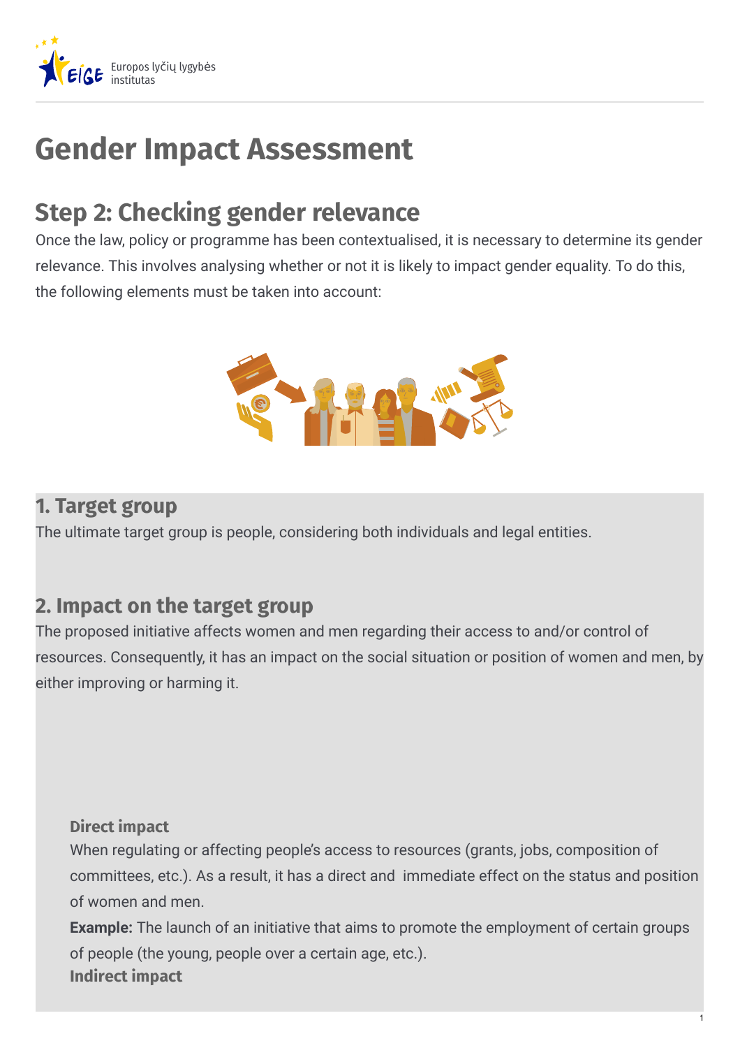# Gender Impact Assessment

## Step 2: Checking gender relevance

Once the law, policy or programme has been contextualised, it is necessary to determine its gender relevance. This involves analysing whether or not it is likely to impact gender equality. To do this, the following elements must be taken into account:

### 1. Target group

The ultimate target group is people, considering both individuals and legal entities.

### 2. Impact on the target group

The proposed initiative affects women and men regarding their access to and/or control of resources. Consequently, it has an impact on the social situation or position of women and men, by either improving or harming it.

#### Direct impact

When regulating or affecting people's access to resources (grants, jobs, composition of committees, etc.). As a result, it has a direct and immediate effect on the status and position of women and men.

**Example:** The launch of an initiative that aims to promote the employment of certain groups of people (the young, people over a certain age, etc.).

#### Indirect impact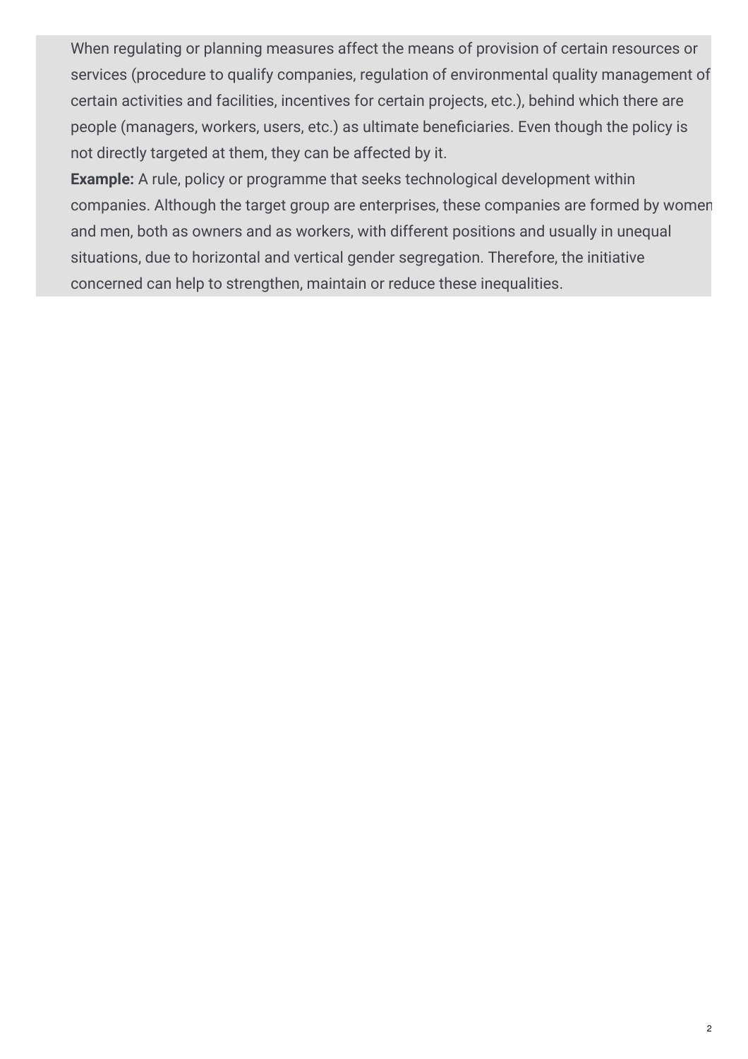When regulating or planning measures affect the means of provision of certain resources or services (procedure to qualify companies, regulation of environmental quality management of certain activities and facilities, incentives for certain projects, etc.), behind which there are people (managers, workers, users, etc.) as ultimate beneficiaries. Even though the policy is not directly targeted at them, they can be affected by it.

**Example:** A rule, policy or programme that seeks technological development within companies. Although the target group are enterprises, these companies are formed by women and men, both as owners and as workers, with different positions and usually in unequal situations, due to horizontal and vertical gender segregation. Therefore, the initiative concerned can help to strengthen, maintain or reduce these inequalities.